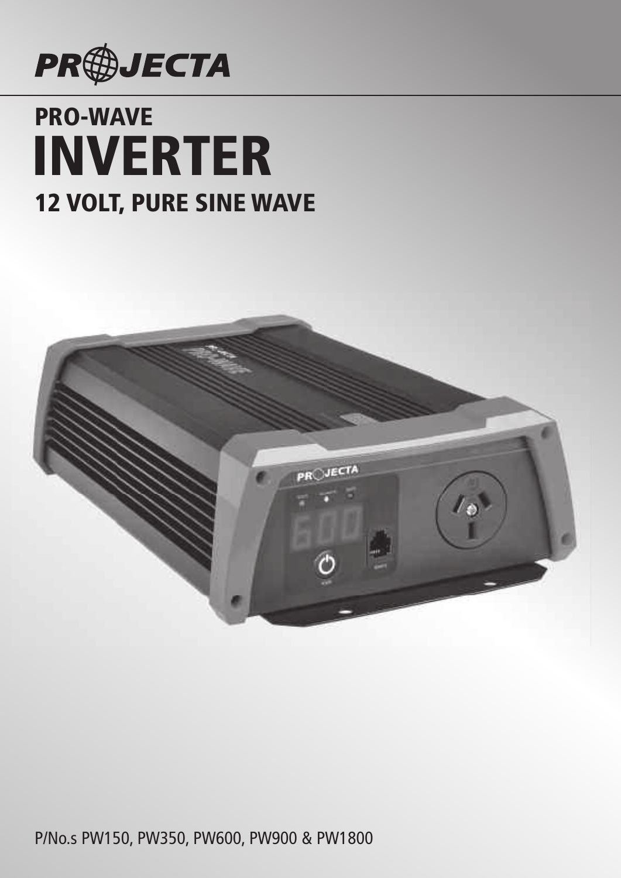PROJECTA

# PRO-WAVE INVERTER

## 12 VOLT, PURE SINE WAVE

P/No.s PW150, PW350, PW600, PW900 & PW1800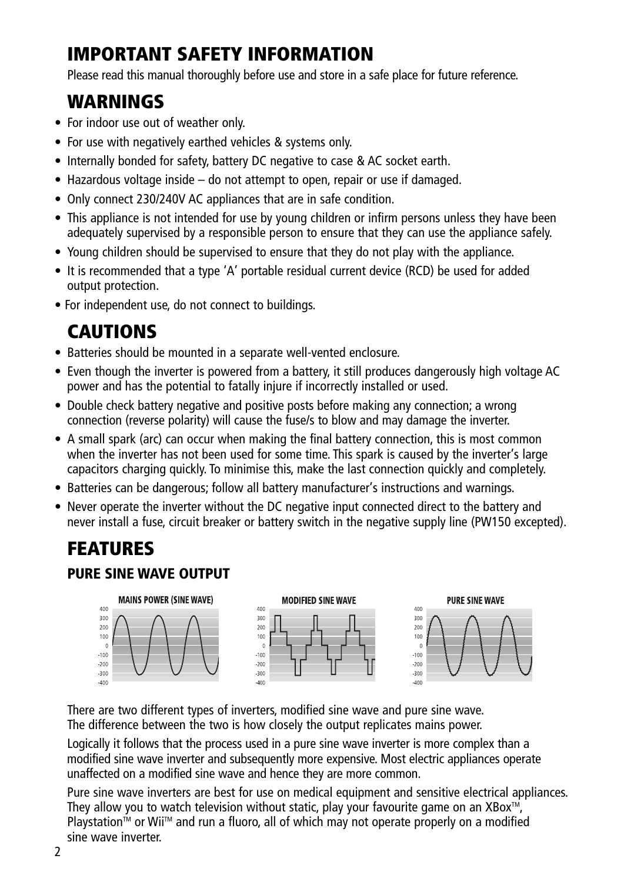# IMPORTANT SAFETY INFORMATION

Please read this manual thoroughly before use and store in a safe place for future reference.

## WARNINGS

- For indoor use out of weather only.
- For use with negatively earthed vehicles & systems only.
- Internally bonded for safety, battery DC negative to case & AC socket earth.
- Hazardous voltage inside – do not attempt to open, repair or use if damaged.
- Only connect 230/240V AC appliances that are in safe condition.
- This appliance is not intended for use by young children or infirm persons unless they have been adequately supervised by a responsible person to ensure that they can use the appliance safely.
- Young children should be supervised to ensure that they do not play with the appliance.
- It is recommended that a type 'A' portable residual current device (RCD) be used for added output protection.
- For independent use, do not connect to buildings.

## CAUTIONS

- Batteries should be mounted in a separate well-vented enclosure.
- Even though the inverter is powered from a battery, it still produces dangerously high voltage AC power and has the potential to fatally injure if incorrectly installed or used.
- Double check battery negative and positive posts before making any connection; a wrong connection (reverse polarity) will cause the fuse/s to blow and may damage the inverter.
- A small spark (arc) can occur when making the final battery connection, this is most common when the inverter has not been used for some time. This spark is caused by the inverter's large capacitors charging quickly. To minimise this, make the last connection quickly and completely.
- Batteries can be dangerous; follow all battery manufacturer's instructions and warnings.
- Never operate the inverter without the DC negative input connected direct to the battery and never install a fuse, circuit breaker or battery switch in the negative supply line (PW150 excepted).

## FEATURES

### PURE SINE WAVE OUTPUT

MAINS POWER (SINE WAVE) — MODIFIED SINE WAVE — PURE SINE WAVE

There are two different types of inverters, modified sine wave and pure sine wave. The difference between the two is how closely the output replicates mains power.

Logically it follows that the process used in a pure sine wave inverter is more complex than a modified sine wave inverter and subsequently more expensive. Most electric appliances operate unaffected on a modified sine wave and hence they are more common.

Pure sine wave inverters are best for use on medical equipment and sensitive electrical appliances. They allow you to watch television without static, play your favourite game on an XBox™, Playstation™ or Wii™ and run a fluoro, all of which may not operate properly on a modified sine wave inverter.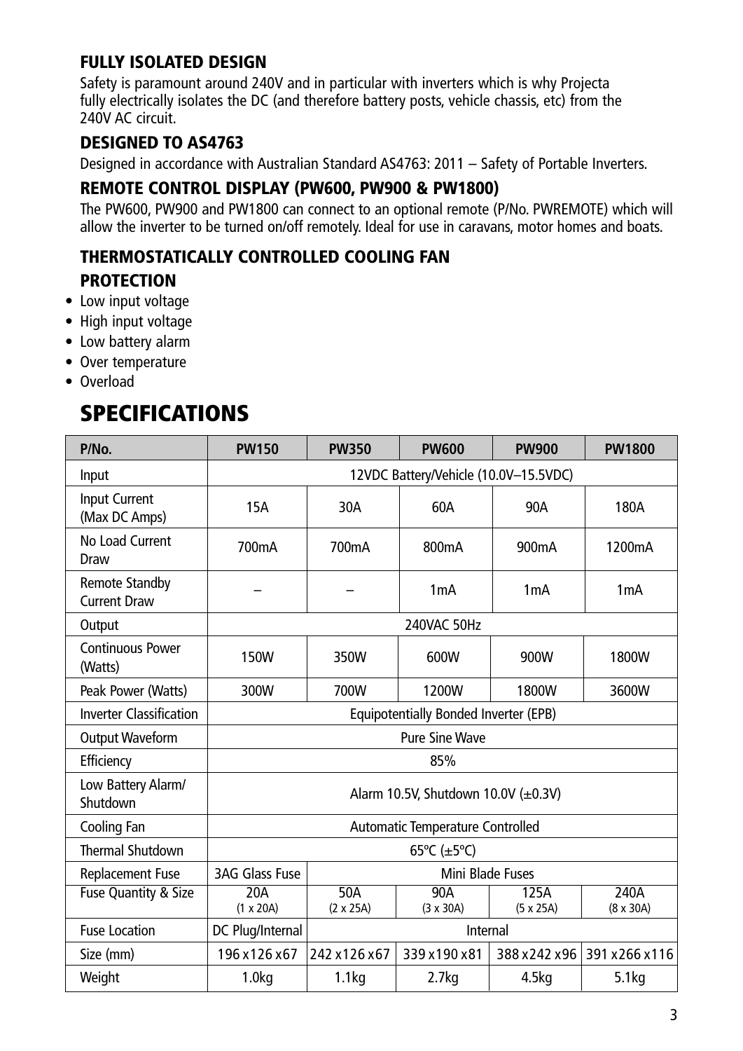### FULLY ISOLATED DESIGN

Safety is paramount around 240V and in particular with inverters which is why Projecta fully electrically isolates the DC (and therefore battery posts, vehicle chassis, etc) from the 240V AC circuit.

### DESIGNED TO AS4763

Designed in accordance with Australian Standard AS4763: 2011 – Safety of Portable Inverters.

### REMOTE CONTROL DISPLAY (PW600, PW900 & PW1800)

The PW600, PW900 and PW1800 can connect to an optional remote (P/No. PWREMOTE) which will allow the inverter to be turned on/off remotely. Ideal for use in caravans, motor homes and boats.

### THERMOSTATICALLY CONTROLLED COOLING FAN

### PROTECTION

- Low input voltage
- High input voltage
- Low battery alarm
- Over temperature
- Overload

## SPECIFICATIONS

| P/No. | PW150 | PW350 | PW600 | PW900 | PW1800 |
|---|---|---|---|---|---|
| Input | 12VDC Battery/Vehicle (10.0V–15.5VDC) | | | | |
| Input Current (Max DC Amps) | 15A | 30A | 60A | 90A | 180A |
| No Load Current Draw | 700mA | 700mA | 800mA | 900mA | 1200mA |
| Remote Standby Current Draw | – | – | 1mA | 1mA | 1mA |
| Output | 240VAC 50Hz | | | | |
| Continuous Power (Watts) | 150W | 350W | 600W | 900W | 1800W |
| Peak Power (Watts) | 300W | 700W | 1200W | 1800W | 3600W |
| Inverter Classification | Equipotentially Bonded Inverter (EPB) | | | | |
| Output Waveform | Pure Sine Wave | | | | |
| Efficiency | 85% | | | | |
| Low Battery Alarm/ Shutdown | Alarm 10.5V, Shutdown 10.0V (±0.3V) | | | | |
| Cooling Fan | Automatic Temperature Controlled | | | | |
| Thermal Shutdown | 65ºC (±5ºC) | | | | |
| Replacement Fuse | 3AG Glass Fuse | Mini Blade Fuses | | | |
| Fuse Quantity & Size | 20A (1 x 20A) | 50A (2 x 25A) | 90A (3 x 30A) | 125A (5 x 25A) | 240A (8 x 30A) |
| Fuse Location | DC Plug/Internal | Internal | | | |
| Size (mm) | 196 x 126 x 67 | 242 x 126 x 67 | 339 x 190 x 81 | 388 x 242 x 96 | 391 x 266 x 116 |
| Weight | 1.0kg | 1.1kg | 2.7kg | 4.5kg | 5.1kg |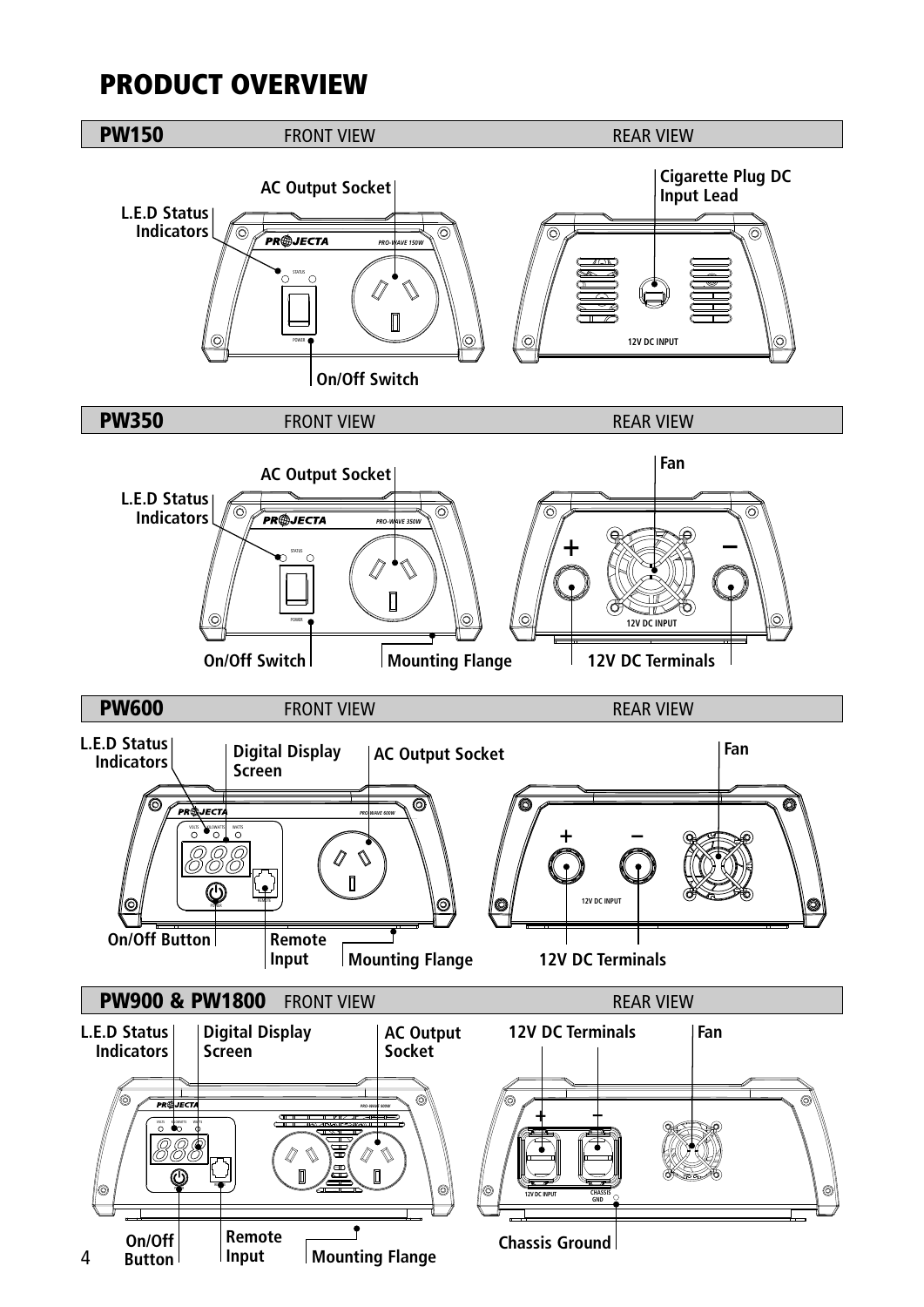# PRODUCT OVERVIEW

## PW150

FRONT VIEW

- L.E.D Status Indicators
- AC Output Socket
- On/Off Switch

REAR VIEW

- Cigarette Plug DC Input Lead

## PW350

FRONT VIEW

- L.E.D Status Indicators
- AC Output Socket
- On/Off Switch
- Mounting Flange

REAR VIEW

- Fan
- 12V DC Terminals

## PW600

FRONT VIEW

- L.E.D Status Indicators
- Digital Display Screen
- AC Output Socket
- On/Off Button
- Remote Input
- Mounting Flange

REAR VIEW

- Fan
- 12V DC Terminals

## PW900 & PW1800

FRONT VIEW

- L.E.D Status Indicators
- Digital Display Screen
- AC Output Socket
- On/Off Button
- Remote Input
- Mounting Flange

REAR VIEW

- 12V DC Terminals
- Fan
- Chassis Ground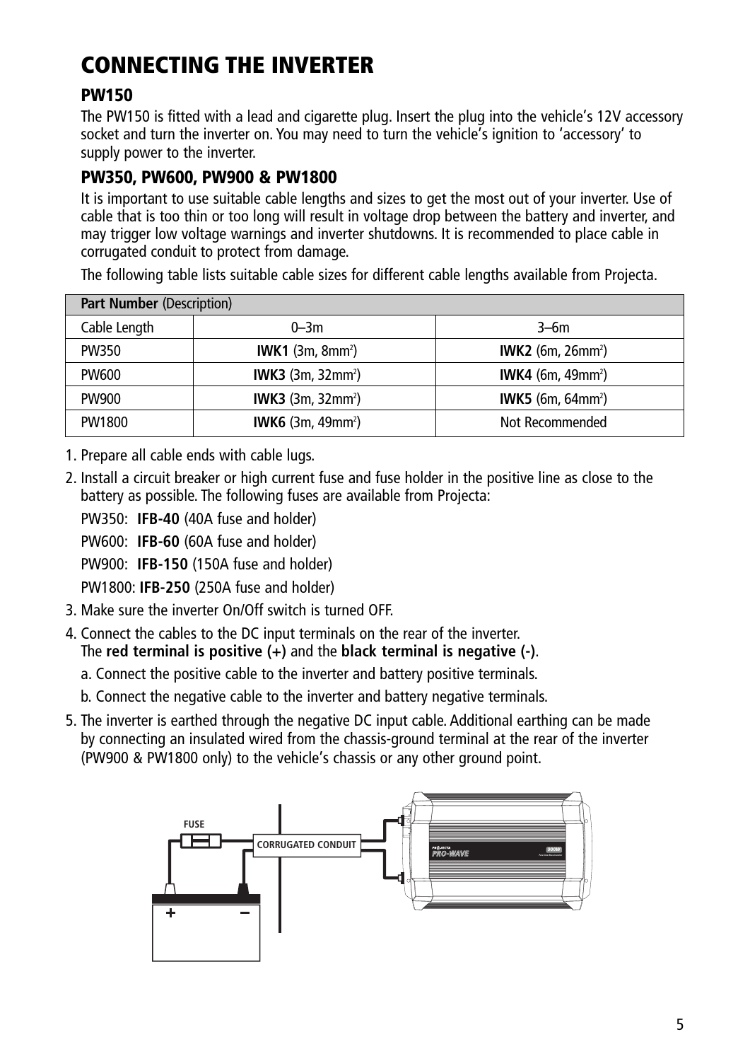# CONNECTING THE INVERTER

## PW150

The PW150 is fitted with a lead and cigarette plug. Insert the plug into the vehicle's 12V accessory socket and turn the inverter on. You may need to turn the vehicle's ignition to 'accessory' to supply power to the inverter.

## PW350, PW600, PW900 & PW1800

It is important to use suitable cable lengths and sizes to get the most out of your inverter. Use of cable that is too thin or too long will result in voltage drop between the battery and inverter, and may trigger low voltage warnings and inverter shutdowns. It is recommended to place cable in corrugated conduit to protect from damage.

The following table lists suitable cable sizes for different cable lengths available from Projecta.

| **Part Number** (Description) | | |
|---|---|---|
| Cable Length | 0–3m | 3–6m |
| PW350 | **IWK1** (3m, $8mm^2$) | **IWK2** (6m, $26mm^2$) |
| PW600 | **IWK3** (3m, $32mm^2$) | **IWK4** (6m, $49mm^2$) |
| PW900 | **IWK3** (3m, $32mm^2$) | **IWK5** (6m, $64mm^2$) |
| PW1800 | **IWK6** (3m, $49mm^2$) | Not Recommended |

1. Prepare all cable ends with cable lugs.
2. Install a circuit breaker or high current fuse and fuse holder in the positive line as close to the battery as possible. The following fuses are available from Projecta:

   PW350: **IFB-40** (40A fuse and holder)

   PW600: **IFB-60** (60A fuse and holder)

   PW900: **IFB-150** (150A fuse and holder)

   PW1800: **IFB-250** (250A fuse and holder)
3. Make sure the inverter On/Off switch is turned OFF.
4. Connect the cables to the DC input terminals on the rear of the inverter. The **red terminal is positive (+)** and the **black terminal is negative (-)**.

   a. Connect the positive cable to the inverter and battery positive terminals.

   b. Connect the negative cable to the inverter and battery negative terminals.
5. The inverter is earthed through the negative DC input cable. Additional earthing can be made by connecting an insulated wired from the chassis-ground terminal at the rear of the inverter (PW900 & PW1800 only) to the vehicle's chassis or any other ground point.

FUSE

CORRUGATED CONDUIT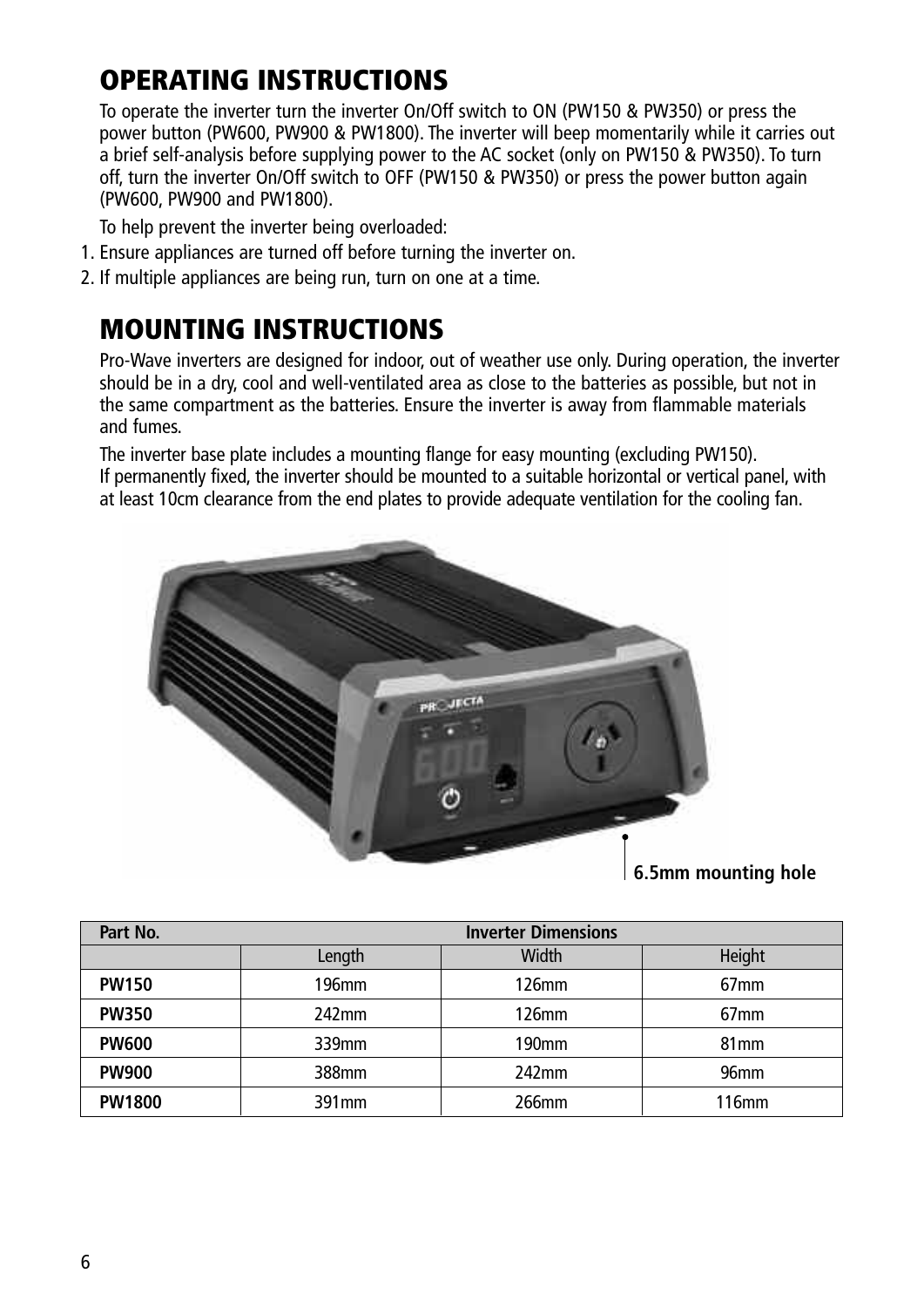## OPERATING INSTRUCTIONS

To operate the inverter turn the inverter On/Off switch to ON (PW150 & PW350) or press the power button (PW600, PW900 & PW1800). The inverter will beep momentarily while it carries out a brief self-analysis before supplying power to the AC socket (only on PW150 & PW350). To turn off, turn the inverter On/Off switch to OFF (PW150 & PW350) or press the power button again (PW600, PW900 and PW1800).

To help prevent the inverter being overloaded:

1. Ensure appliances are turned off before turning the inverter on.
2. If multiple appliances are being run, turn on one at a time.

## MOUNTING INSTRUCTIONS

Pro-Wave inverters are designed for indoor, out of weather use only. During operation, the inverter should be in a dry, cool and well-ventilated area as close to the batteries as possible, but not in the same compartment as the batteries. Ensure the inverter is away from flammable materials and fumes.

The inverter base plate includes a mounting flange for easy mounting (excluding PW150). If permanently fixed, the inverter should be mounted to a suitable horizontal or vertical panel, with at least 10cm clearance from the end plates to provide adequate ventilation for the cooling fan.

**6.5mm mounting hole**

| Part No. | Inverter Dimensions | | |
|---|---|---|---|
| | Length | Width | Height |
| **PW150** | 196mm | 126mm | 67mm |
| **PW350** | 242mm | 126mm | 67mm |
| **PW600** | 339mm | 190mm | 81mm |
| **PW900** | 388mm | 242mm | 96mm |
| **PW1800** | 391mm | 266mm | 116mm |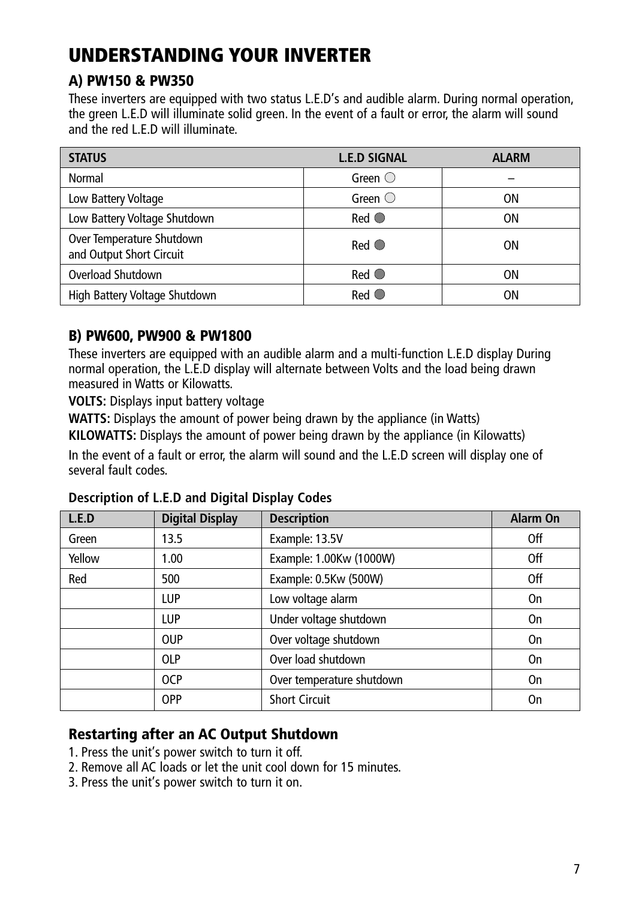# UNDERSTANDING YOUR INVERTER

## A) PW150 & PW350

These inverters are equipped with two status L.E.D's and audible alarm. During normal operation, the green L.E.D will illuminate solid green. In the event of a fault or error, the alarm will sound and the red L.E.D will illuminate.

| STATUS | L.E.D SIGNAL | ALARM |
|---|---|---|
| Normal | Green ○ | – |
| Low Battery Voltage | Green ○ | ON |
| Low Battery Voltage Shutdown | Red ● | ON |
| Over Temperature Shutdown and Output Short Circuit | Red ● | ON |
| Overload Shutdown | Red ● | ON |
| High Battery Voltage Shutdown | Red ● | ON |

## B) PW600, PW900 & PW1800

These inverters are equipped with an audible alarm and a multi-function L.E.D display During normal operation, the L.E.D display will alternate between Volts and the load being drawn measured in Watts or Kilowatts.

**VOLTS:** Displays input battery voltage

**WATTS:** Displays the amount of power being drawn by the appliance (in Watts)

**KILOWATTS:** Displays the amount of power being drawn by the appliance (in Kilowatts)

In the event of a fault or error, the alarm will sound and the L.E.D screen will display one of several fault codes.

**Description of L.E.D and Digital Display Codes**

| L.E.D | Digital Display | Description | Alarm On |
|---|---|---|---|
| Green | 13.5 | Example: 13.5V | Off |
| Yellow | 1.00 | Example: 1.00Kw (1000W) | Off |
| Red | 500 | Example: 0.5Kw (500W) | Off |
| | LUP | Low voltage alarm | On |
| | LUP | Under voltage shutdown | On |
| | OUP | Over voltage shutdown | On |
| | OLP | Over load shutdown | On |
| | OCP | Over temperature shutdown | On |
| | OPP | Short Circuit | On |

## Restarting after an AC Output Shutdown

1. Press the unit's power switch to turn it off.
2. Remove all AC loads or let the unit cool down for 15 minutes.
3. Press the unit's power switch to turn it on.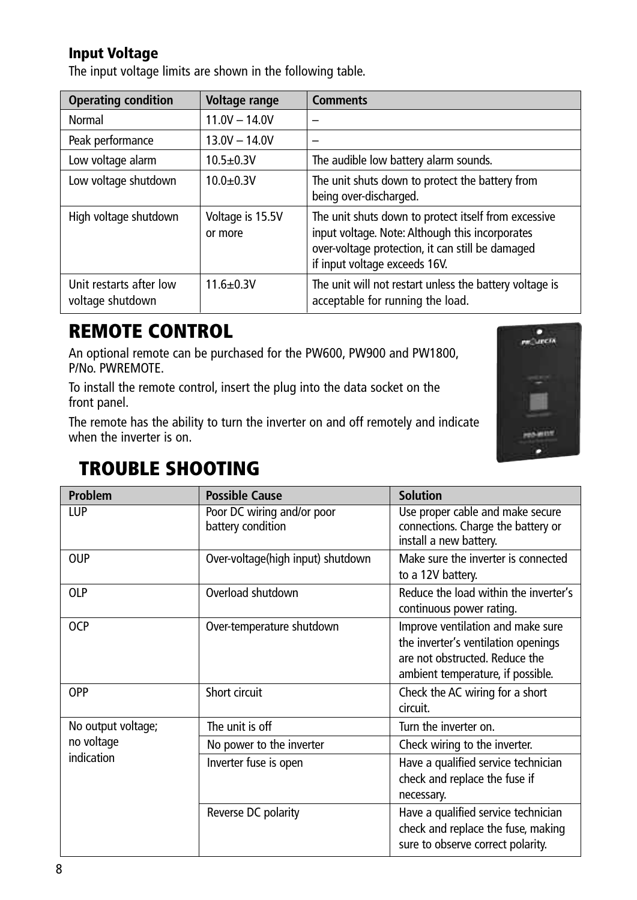### Input Voltage

The input voltage limits are shown in the following table.

| Operating condition | Voltage range | Comments |
|---|---|---|
| Normal | 11.0V – 14.0V | – |
| Peak performance | 13.0V – 14.0V | – |
| Low voltage alarm | 10.5±0.3V | The audible low battery alarm sounds. |
| Low voltage shutdown | 10.0±0.3V | The unit shuts down to protect the battery from being over-discharged. |
| High voltage shutdown | Voltage is 15.5V or more | The unit shuts down to protect itself from excessive input voltage. Note: Although this incorporates over-voltage protection, it can still be damaged if input voltage exceeds 16V. |
| Unit restarts after low voltage shutdown | 11.6±0.3V | The unit will not restart unless the battery voltage is acceptable for running the load. |

## REMOTE CONTROL

An optional remote can be purchased for the PW600, PW900 and PW1800, P/No. PWREMOTE.

To install the remote control, insert the plug into the data socket on the front panel.

The remote has the ability to turn the inverter on and off remotely and indicate when the inverter is on.

## TROUBLE SHOOTING

| Problem | Possible Cause | Solution |
|---|---|---|
| LUP | Poor DC wiring and/or poor battery condition | Use proper cable and make secure connections. Charge the battery or install a new battery. |
| OUP | Over-voltage(high input) shutdown | Make sure the inverter is connected to a 12V battery. |
| OLP | Overload shutdown | Reduce the load within the inverter's continuous power rating. |
| OCP | Over-temperature shutdown | Improve ventilation and make sure the inverter's ventilation openings are not obstructed. Reduce the ambient temperature, if possible. |
| OPP | Short circuit | Check the AC wiring for a short circuit. |
| No output voltage; no voltage indication | The unit is off | Turn the inverter on. |
| | No power to the inverter | Check wiring to the inverter. |
| | Inverter fuse is open | Have a qualified service technician check and replace the fuse if necessary. |
| | Reverse DC polarity | Have a qualified service technician check and replace the fuse, making sure to observe correct polarity. |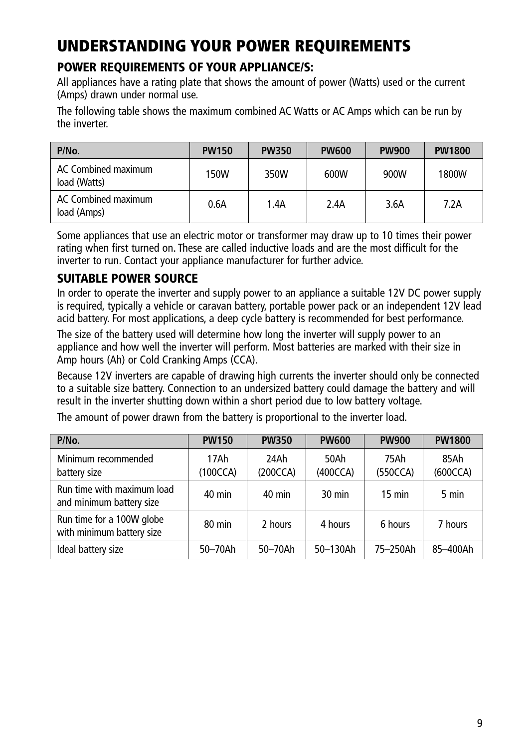# UNDERSTANDING YOUR POWER REQUIREMENTS

## POWER REQUIREMENTS OF YOUR APPLIANCE/S:

All appliances have a rating plate that shows the amount of power (Watts) used or the current (Amps) drawn under normal use.

The following table shows the maximum combined AC Watts or AC Amps which can be run by the inverter.

| P/No. | PW150 | PW350 | PW600 | PW900 | PW1800 |
|---|---|---|---|---|---|
| AC Combined maximum load (Watts) | 150W | 350W | 600W | 900W | 1800W |
| AC Combined maximum load (Amps) | 0.6A | 1.4A | 2.4A | 3.6A | 7.2A |

Some appliances that use an electric motor or transformer may draw up to 10 times their power rating when first turned on. These are called inductive loads and are the most difficult for the inverter to run. Contact your appliance manufacturer for further advice.

## SUITABLE POWER SOURCE

In order to operate the inverter and supply power to an appliance a suitable 12V DC power supply is required, typically a vehicle or caravan battery, portable power pack or an independent 12V lead acid battery. For most applications, a deep cycle battery is recommended for best performance.

The size of the battery used will determine how long the inverter will supply power to an appliance and how well the inverter will perform. Most batteries are marked with their size in Amp hours (Ah) or Cold Cranking Amps (CCA).

Because 12V inverters are capable of drawing high currents the inverter should only be connected to a suitable size battery. Connection to an undersized battery could damage the battery and will result in the inverter shutting down within a short period due to low battery voltage.

The amount of power drawn from the battery is proportional to the inverter load.

| P/No. | PW150 | PW350 | PW600 | PW900 | PW1800 |
|---|---|---|---|---|---|
| Minimum recommended battery size | 17Ah (100CCA) | 24Ah (200CCA) | 50Ah (400CCA) | 75Ah (550CCA) | 85Ah (600CCA) |
| Run time with maximum load and minimum battery size | 40 min | 40 min | 30 min | 15 min | 5 min |
| Run time for a 100W globe with minimum battery size | 80 min | 2 hours | 4 hours | 6 hours | 7 hours |
| Ideal battery size | 50–70Ah | 50–70Ah | 50–130Ah | 75–250Ah | 85–400Ah |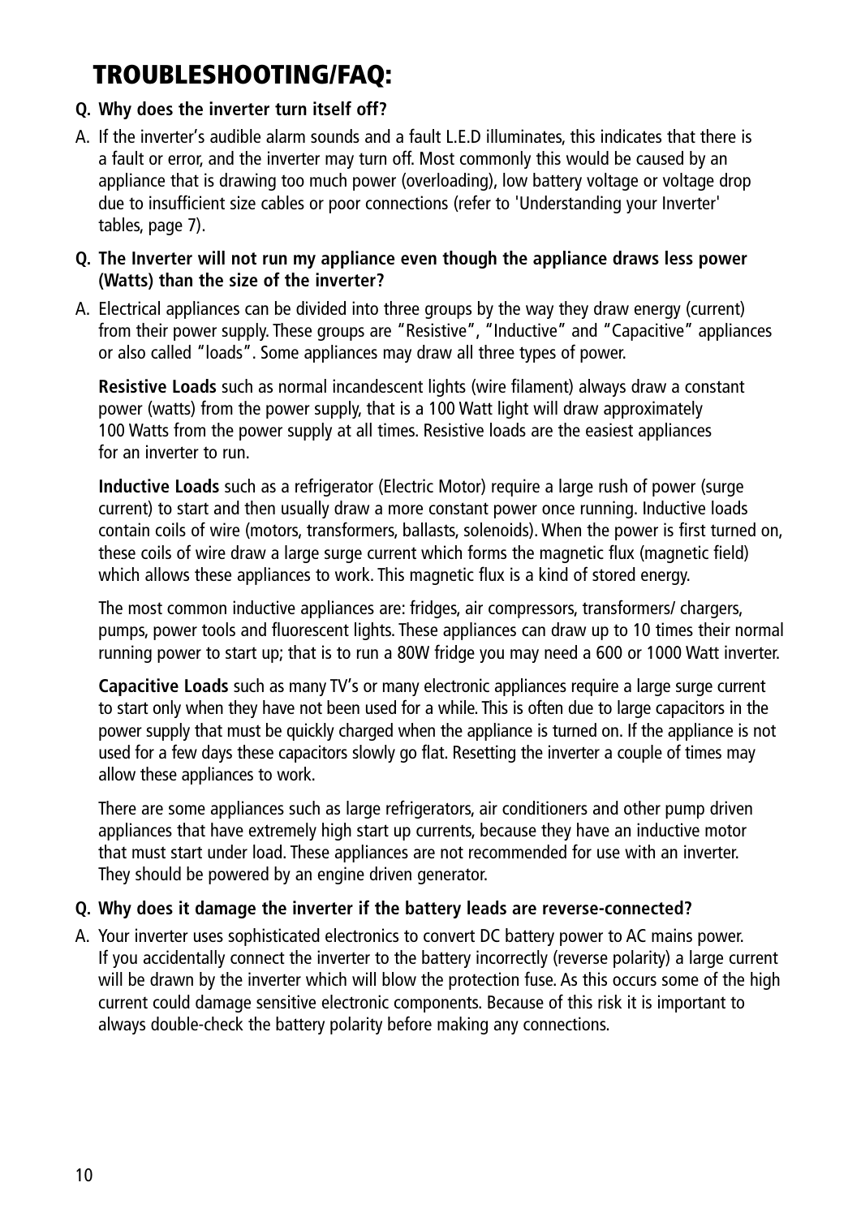# TROUBLESHOOTING/FAQ:

**Q. Why does the inverter turn itself off?**

A. If the inverter's audible alarm sounds and a fault L.E.D illuminates, this indicates that there is a fault or error, and the inverter may turn off. Most commonly this would be caused by an appliance that is drawing too much power (overloading), low battery voltage or voltage drop due to insufficient size cables or poor connections (refer to 'Understanding your Inverter' tables, page 7).

**Q. The Inverter will not run my appliance even though the appliance draws less power (Watts) than the size of the inverter?**

A. Electrical appliances can be divided into three groups by the way they draw energy (current) from their power supply. These groups are "Resistive", "Inductive" and "Capacitive" appliances or also called "loads". Some appliances may draw all three types of power.

**Resistive Loads** such as normal incandescent lights (wire filament) always draw a constant power (watts) from the power supply, that is a 100 Watt light will draw approximately 100 Watts from the power supply at all times. Resistive loads are the easiest appliances for an inverter to run.

**Inductive Loads** such as a refrigerator (Electric Motor) require a large rush of power (surge current) to start and then usually draw a more constant power once running. Inductive loads contain coils of wire (motors, transformers, ballasts, solenoids). When the power is first turned on, these coils of wire draw a large surge current which forms the magnetic flux (magnetic field) which allows these appliances to work. This magnetic flux is a kind of stored energy.

The most common inductive appliances are: fridges, air compressors, transformers/ chargers, pumps, power tools and fluorescent lights. These appliances can draw up to 10 times their normal running power to start up; that is to run a 80W fridge you may need a 600 or 1000 Watt inverter.

**Capacitive Loads** such as many TV's or many electronic appliances require a large surge current to start only when they have not been used for a while. This is often due to large capacitors in the power supply that must be quickly charged when the appliance is turned on. If the appliance is not used for a few days these capacitors slowly go flat. Resetting the inverter a couple of times may allow these appliances to work.

There are some appliances such as large refrigerators, air conditioners and other pump driven appliances that have extremely high start up currents, because they have an inductive motor that must start under load. These appliances are not recommended for use with an inverter. They should be powered by an engine driven generator.

**Q. Why does it damage the inverter if the battery leads are reverse-connected?**

A. Your inverter uses sophisticated electronics to convert DC battery power to AC mains power. If you accidentally connect the inverter to the battery incorrectly (reverse polarity) a large current will be drawn by the inverter which will blow the protection fuse. As this occurs some of the high current could damage sensitive electronic components. Because of this risk it is important to always double-check the battery polarity before making any connections.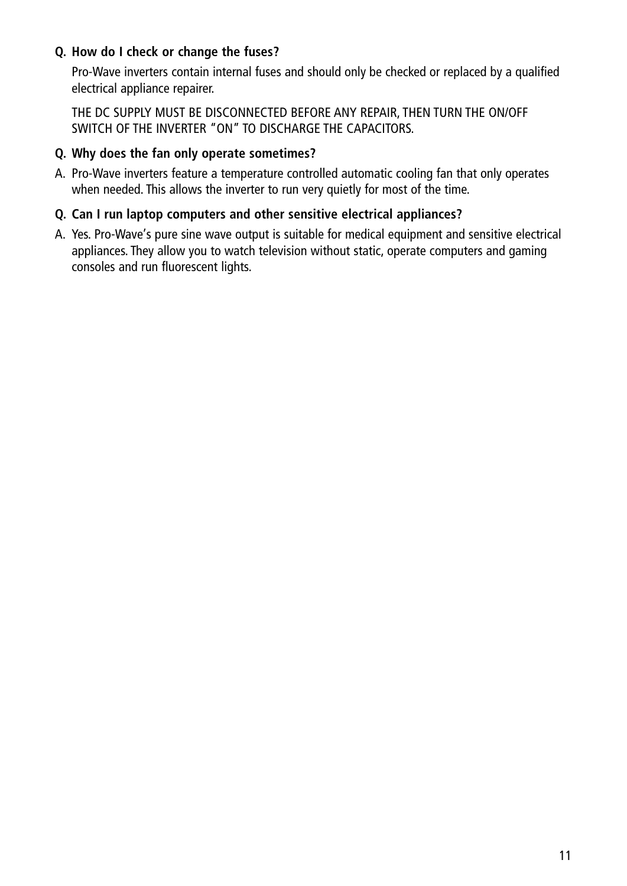**Q. How do I check or change the fuses?**

Pro-Wave inverters contain internal fuses and should only be checked or replaced by a qualified electrical appliance repairer.

THE DC SUPPLY MUST BE DISCONNECTED BEFORE ANY REPAIR, THEN TURN THE ON/OFF SWITCH OF THE INVERTER "ON" TO DISCHARGE THE CAPACITORS.

**Q. Why does the fan only operate sometimes?**

A. Pro-Wave inverters feature a temperature controlled automatic cooling fan that only operates when needed. This allows the inverter to run very quietly for most of the time.

**Q. Can I run laptop computers and other sensitive electrical appliances?**

A. Yes. Pro-Wave's pure sine wave output is suitable for medical equipment and sensitive electrical appliances. They allow you to watch television without static, operate computers and gaming consoles and run fluorescent lights.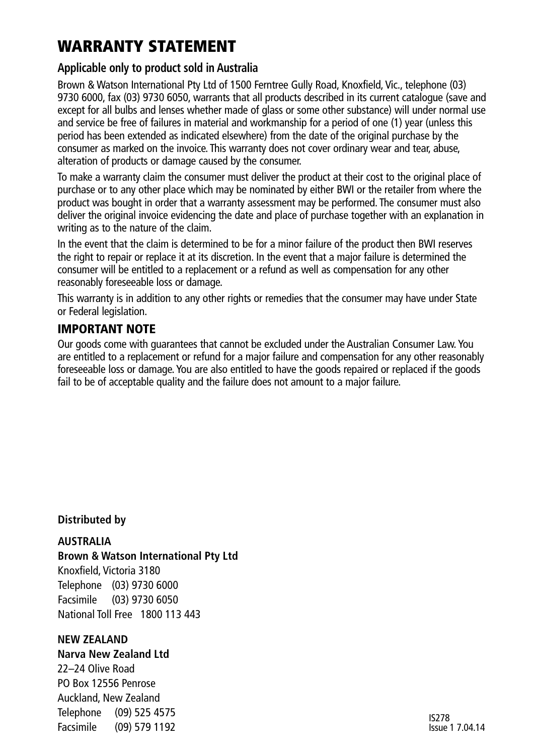# WARRANTY STATEMENT

### Applicable only to product sold in Australia

Brown & Watson International Pty Ltd of 1500 Ferntree Gully Road, Knoxfield, Vic., telephone (03) 9730 6000, fax (03) 9730 6050, warrants that all products described in its current catalogue (save and except for all bulbs and lenses whether made of glass or some other substance) will under normal use and service be free of failures in material and workmanship for a period of one (1) year (unless this period has been extended as indicated elsewhere) from the date of the original purchase by the consumer as marked on the invoice. This warranty does not cover ordinary wear and tear, abuse, alteration of products or damage caused by the consumer.

To make a warranty claim the consumer must deliver the product at their cost to the original place of purchase or to any other place which may be nominated by either BWI or the retailer from where the product was bought in order that a warranty assessment may be performed. The consumer must also deliver the original invoice evidencing the date and place of purchase together with an explanation in writing as to the nature of the claim.

In the event that the claim is determined to be for a minor failure of the product then BWI reserves the right to repair or replace it at its discretion. In the event that a major failure is determined the consumer will be entitled to a replacement or a refund as well as compensation for any other reasonably foreseeable loss or damage.

This warranty is in addition to any other rights or remedies that the consumer may have under State or Federal legislation.

## IMPORTANT NOTE

Our goods come with guarantees that cannot be excluded under the Australian Consumer Law. You are entitled to a replacement or refund for a major failure and compensation for any other reasonably foreseeable loss or damage. You are also entitled to have the goods repaired or replaced if the goods fail to be of acceptable quality and the failure does not amount to a major failure.

**Distributed by**

**AUSTRALIA**
**Brown & Watson International Pty Ltd**
Knoxfield, Victoria 3180
Telephone (03) 9730 6000
Facsimile (03) 9730 6050
National Toll Free 1800 113 443

**NEW ZEALAND**
**Narva New Zealand Ltd**
22–24 Olive Road
PO Box 12556 Penrose
Auckland, New Zealand
Telephone (09) 525 4575
Facsimile (09) 579 1192

IS278
Issue 1 7.04.14